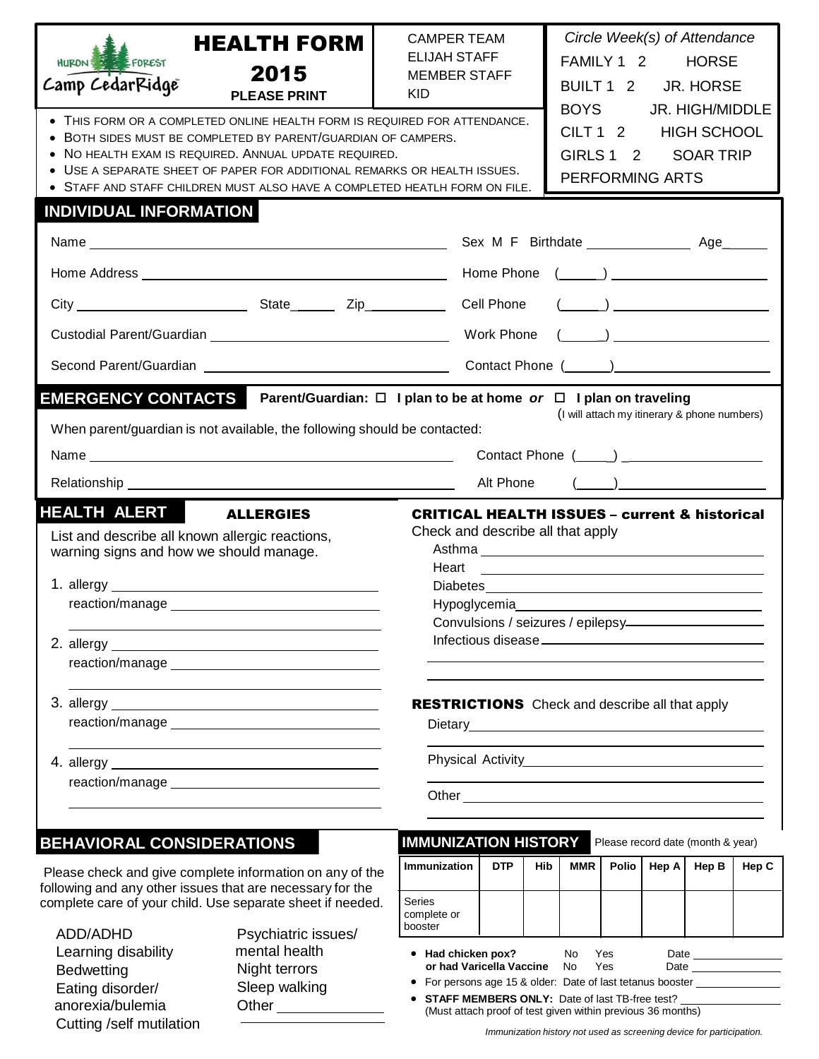Huron Forest Camp CedarRidge

# HEALTH FORM 2015

**PLEASE PRINT**

CAMPER TEAM
ELIJAH STAFF
MEMBER STAFF
KID

*Circle Week(s) of Attendance*

FAMILY 1 2 HORSE
BUILT 1 2 JR. HORSE
BOYS JR. HIGH/MIDDLE
CILT 1 2 HIGH SCHOOL
GIRLS 1 2 SOAR TRIP
PERFORMING ARTS

- This form or a completed online health form is required for attendance.
- Both sides must be completed by parent/guardian of campers.
- No health exam is required. Annual update required.
- Use a separate sheet of paper for additional remarks or health issues.
- Staff and staff children must also have a completed heatlh form on file.

## INDIVIDUAL INFORMATION

Name ______________________ Sex M F Birthdate ____________ Age______

Home Address ______________________ Home Phone (_____) ______________

City ______________ State______ Zip__________ Cell Phone (_____) ______________

Custodial Parent/Guardian ______________________ Work Phone (_____) ______________

Second Parent/Guardian ______________________ Contact Phone (______)______________

## EMERGENCY CONTACTS

**Parent/Guardian: ☐ I plan to be at home *or* ☐ I plan on traveling**
(I will attach my itinerary & phone numbers)

When parent/guardian is not available, the following should be contacted:

Name ______________________ Contact Phone (____) ______________

Relationship ______________________ Alt Phone (_____)______________

## HEALTH ALERT

### ALLERGIES

List and describe all known allergic reactions, warning signs and how we should manage.

1. allergy ______________________
   reaction/manage ______________________
2. allergy ______________________
   reaction/manage ______________________
3. allergy ______________________
   reaction/manage ______________________
4. allergy ______________________
   reaction/manage ______________________

### CRITICAL HEALTH ISSUES – current & historical

Check and describe all that apply

Asthma ______________________
Heart ______________________
Diabetes ______________________
Hypoglycemia ______________________
Convulsions / seizures / epilepsy ______________________
Infectious disease ______________________

### RESTRICTIONS

Check and describe all that apply

Dietary ______________________
Physical Activity ______________________
Other ______________________

## BEHAVIORAL CONSIDERATIONS

Please check and give complete information on any of the following and any other issues that are necessary for the complete care of your child. Use separate sheet if needed.

ADD/ADHD
Learning disability
Bedwetting
Eating disorder/ anorexia/bulemia
Cutting /self mutilation
Psychiatric issues/ mental health
Night terrors
Sleep walking
Other ______________

## IMMUNIZATION HISTORY

Please record date (month & year)

| Immunization | DTP | Hib | MMR | Polio | Hep A | Hep B | Hep C |
|---|---|---|---|---|---|---|---|
| Series complete or booster | | | | | | | |

- **Had chicken pox?** No Yes Date ____________
  **or had Varicella Vaccine** No Yes Date ____________
- For persons age 15 & older: Date of last tetanus booster ____________
- **STAFF MEMBERS ONLY:** Date of last TB-free test? ____________
  (Must attach proof of test given within previous 36 months)

*Immunization history not used as screening device for participation.*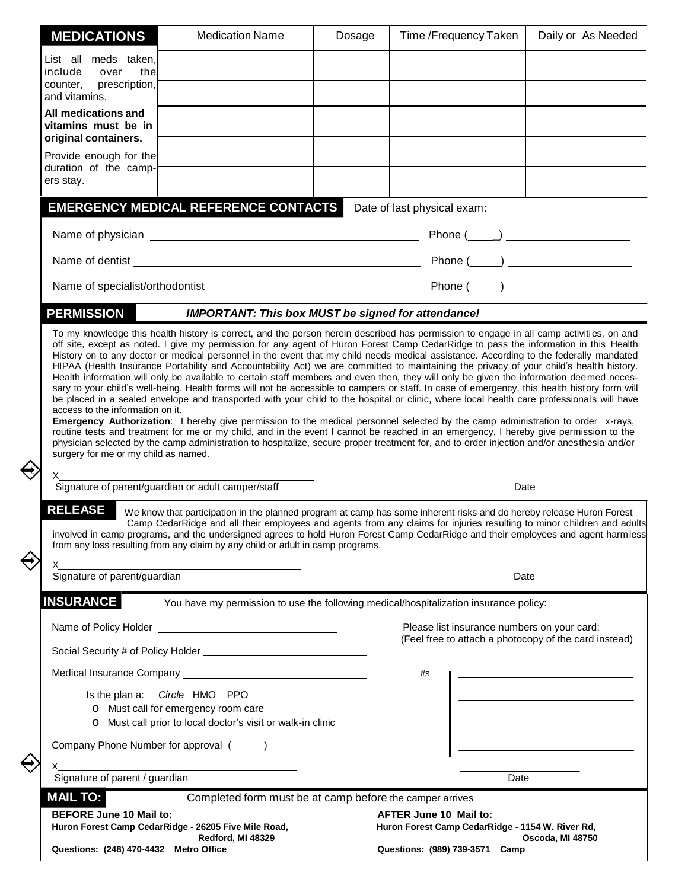## MEDICATIONS

| | Medication Name | Dosage | Time /Frequency Taken | Daily or As Needed |
|---|---|---|---|---|
| List all meds taken, include over the counter, prescription, and vitamins. | | | | |
| **All medications and vitamins must be in original containers.** | | | | |
| Provide enough for the duration of the campers stay. | | | | |
| | | | | |
| | | | | |

## EMERGENCY MEDICAL REFERENCE CONTACTS

Date of last physical exam: ____________________

Name of physician ________________________________ Phone (____) ________________

Name of dentist ________________________________ Phone (____) ________________

Name of specialist/orthodontist ________________________________ Phone (____) ________________

## PERMISSION

***IMPORTANT: This box MUST be signed for attendance!***

To my knowledge this health history is correct, and the person herein described has permission to engage in all camp activities, on and off site, except as noted. I give my permission for any agent of Huron Forest Camp CedarRidge to pass the information in this Health History on to any doctor or medical personnel in the event that my child needs medical assistance. According to the federally mandated HIPAA (Health Insurance Portability and Accountability Act) we are committed to maintaining the privacy of your child's health history. Health information will only be available to certain staff members and even then, they will only be given the information deemed necessary to your child's well-being. Health forms will not be accessible to campers or staff. In case of emergency, this health history form will be placed in a sealed envelope and transported with your child to the hospital or clinic, where local health care professionals will have access to the information on it.

**Emergency Authorization**: I hereby give permission to the medical personnel selected by the camp administration to order x-rays, routine tests and treatment for me or my child, and in the event I cannot be reached in an emergency, I hereby give permission to the physician selected by the camp administration to hospitalize, secure proper treatment for, and to order injection and/or anesthesia and/or surgery for me or my child as named.

X________________________________ ____________________

Signature of parent/guardian or adult camper/staff Date

## RELEASE

We know that participation in the planned program at camp has some inherent risks and do hereby release Huron Forest Camp CedarRidge and all their employees and agents from any claims for injuries resulting to minor children and adults involved in camp programs, and the undersigned agrees to hold Huron Forest Camp CedarRidge and their employees and agent harmless from any loss resulting from any claim by any child or adult in camp programs.

X________________________________ ____________________

Signature of parent/guardian Date

## INSURANCE

You have my permission to use the following medical/hospitalization insurance policy:

Name of Policy Holder ________________________________

Social Security # of Policy Holder ________________________________

Medical Insurance Company ________________________________

Is the plan a: *Circle* HMO PPO

- Must call for emergency room care
- Must call prior to local doctor's visit or walk-in clinic

Company Phone Number for approval (______) ________________

Please list insurance numbers on your card:
(Feel free to attach a photocopy of the card instead)

#s ________________________________

________________________________

________________________________

________________________________

X________________________________ ____________________

Signature of parent / guardian Date

## MAIL TO:

Completed form must be at camp before the camper arrives

**BEFORE June 10 Mail to:**
**Huron Forest Camp CedarRidge - 26205 Five Mile Road, Redford, MI 48329**
**Questions: (248) 470-4432 Metro Office**

**AFTER June 10 Mail to:**
**Huron Forest Camp CedarRidge - 1154 W. River Rd, Oscoda, MI 48750**
**Questions: (989) 739-3571 Camp**